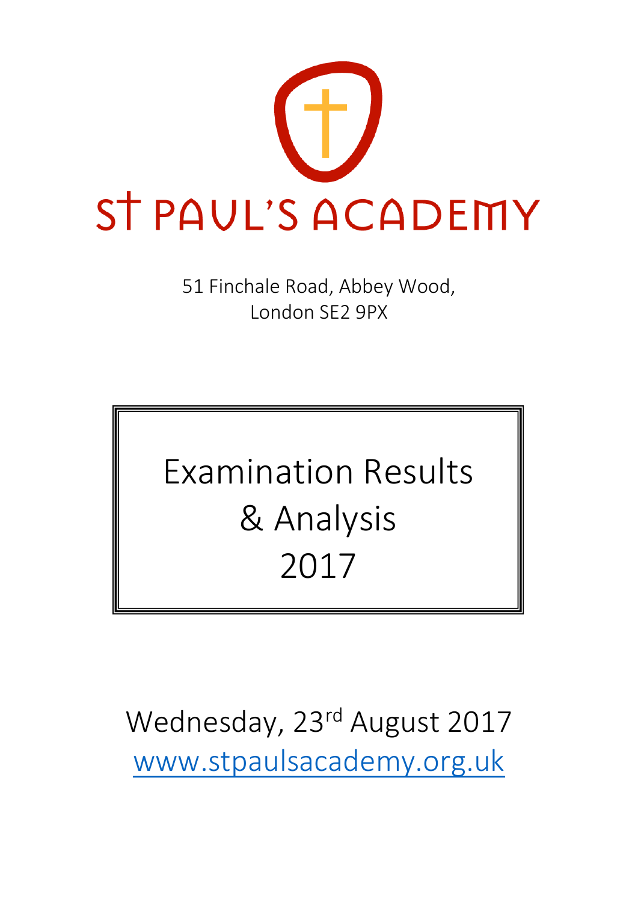# St Paul's Academy

51 Finchale Road, Abbey Wood,
London SE2 9PX

## Examination Results & Analysis 2017

Wednesday, 23rd August 2017

www.stpaulsacademy.org.uk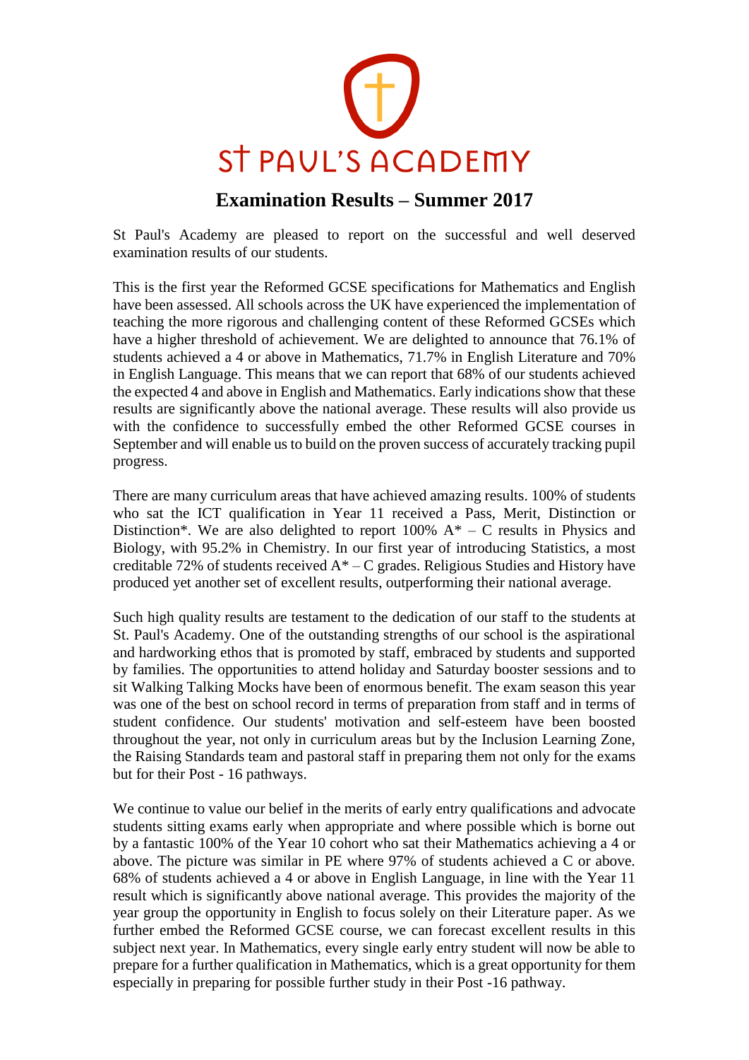# St Paul's Academy

## Examination Results – Summer 2017

St Paul's Academy are pleased to report on the successful and well deserved examination results of our students.

This is the first year the Reformed GCSE specifications for Mathematics and English have been assessed. All schools across the UK have experienced the implementation of teaching the more rigorous and challenging content of these Reformed GCSEs which have a higher threshold of achievement. We are delighted to announce that 76.1% of students achieved a 4 or above in Mathematics, 71.7% in English Literature and 70% in English Language. This means that we can report that 68% of our students achieved the expected 4 and above in English and Mathematics. Early indications show that these results are significantly above the national average. These results will also provide us with the confidence to successfully embed the other Reformed GCSE courses in September and will enable us to build on the proven success of accurately tracking pupil progress.

There are many curriculum areas that have achieved amazing results. 100% of students who sat the ICT qualification in Year 11 received a Pass, Merit, Distinction or Distinction*. We are also delighted to report 100% A* – C results in Physics and Biology, with 95.2% in Chemistry. In our first year of introducing Statistics, a most creditable 72% of students received A* – C grades. Religious Studies and History have produced yet another set of excellent results, outperforming their national average.

Such high quality results are testament to the dedication of our staff to the students at St. Paul's Academy. One of the outstanding strengths of our school is the aspirational and hardworking ethos that is promoted by staff, embraced by students and supported by families. The opportunities to attend holiday and Saturday booster sessions and to sit Walking Talking Mocks have been of enormous benefit. The exam season this year was one of the best on school record in terms of preparation from staff and in terms of student confidence. Our students' motivation and self-esteem have been boosted throughout the year, not only in curriculum areas but by the Inclusion Learning Zone, the Raising Standards team and pastoral staff in preparing them not only for the exams but for their Post - 16 pathways.

We continue to value our belief in the merits of early entry qualifications and advocate students sitting exams early when appropriate and where possible which is borne out by a fantastic 100% of the Year 10 cohort who sat their Mathematics achieving a 4 or above. The picture was similar in PE where 97% of students achieved a C or above. 68% of students achieved a 4 or above in English Language, in line with the Year 11 result which is significantly above national average. This provides the majority of the year group the opportunity in English to focus solely on their Literature paper. As we further embed the Reformed GCSE course, we can forecast excellent results in this subject next year. In Mathematics, every single early entry student will now be able to prepare for a further qualification in Mathematics, which is a great opportunity for them especially in preparing for possible further study in their Post -16 pathway.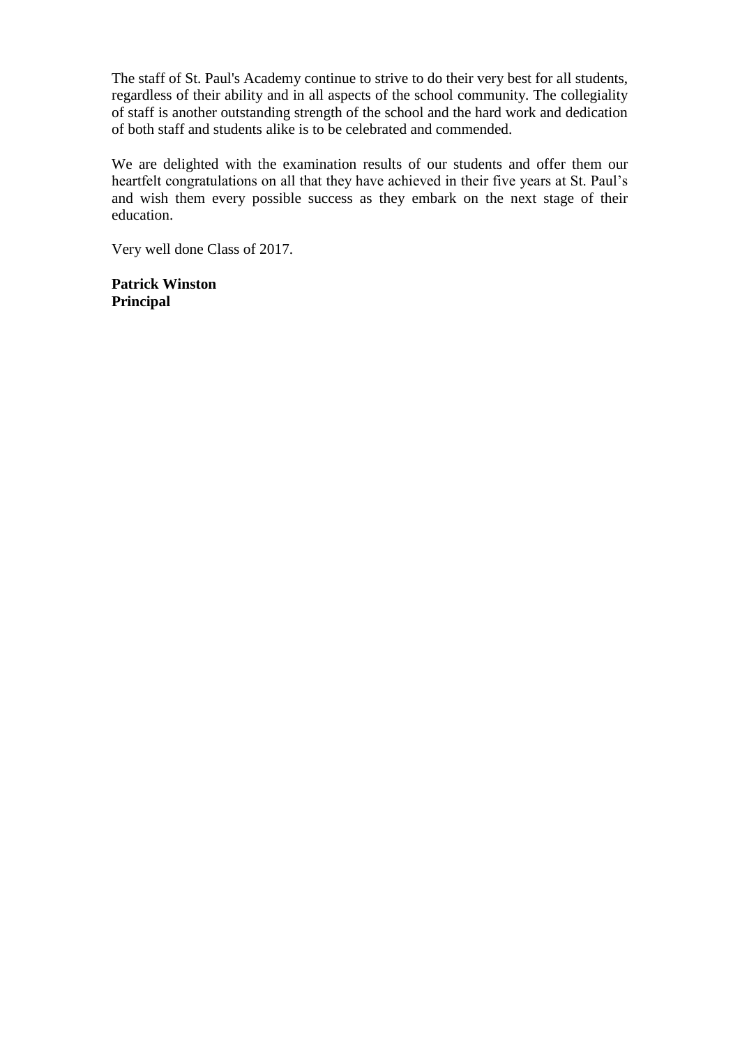The staff of St. Paul's Academy continue to strive to do their very best for all students, regardless of their ability and in all aspects of the school community. The collegiality of staff is another outstanding strength of the school and the hard work and dedication of both staff and students alike is to be celebrated and commended.

We are delighted with the examination results of our students and offer them our heartfelt congratulations on all that they have achieved in their five years at St. Paul's and wish them every possible success as they embark on the next stage of their education.

Very well done Class of 2017.

**Patrick Winston**
**Principal**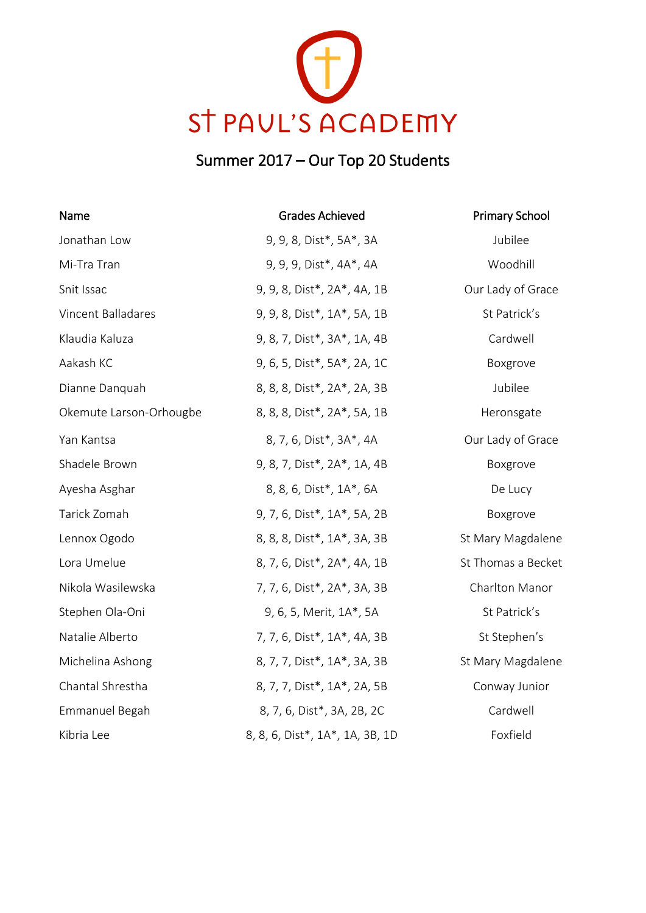# St Paul's Academy

## Summer 2017 – Our Top 20 Students

| Name | Grades Achieved | Primary School |
|---|---|---|
| Jonathan Low | 9, 9, 8, Dist*, 5A*, 3A | Jubilee |
| Mi-Tra Tran | 9, 9, 9, Dist*, 4A*, 4A | Woodhill |
| Snit Issac | 9, 9, 8, Dist*, 2A*, 4A, 1B | Our Lady of Grace |
| Vincent Balladares | 9, 9, 8, Dist*, 1A*, 5A, 1B | St Patrick's |
| Klaudia Kaluza | 9, 8, 7, Dist*, 3A*, 1A, 4B | Cardwell |
| Aakash KC | 9, 6, 5, Dist*, 5A*, 2A, 1C | Boxgrove |
| Dianne Danquah | 8, 8, 8, Dist*, 2A*, 2A, 3B | Jubilee |
| Okemute Larson-Orhougbe | 8, 8, 8, Dist*, 2A*, 5A, 1B | Heronsgate |
| Yan Kantsa | 8, 7, 6, Dist*, 3A*, 4A | Our Lady of Grace |
| Shadele Brown | 9, 8, 7, Dist*, 2A*, 1A, 4B | Boxgrove |
| Ayesha Asghar | 8, 8, 6, Dist*, 1A*, 6A | De Lucy |
| Tarick Zomah | 9, 7, 6, Dist*, 1A*, 5A, 2B | Boxgrove |
| Lennox Ogodo | 8, 8, 8, Dist*, 1A*, 3A, 3B | St Mary Magdalene |
| Lora Umelue | 8, 7, 6, Dist*, 2A*, 4A, 1B | St Thomas a Becket |
| Nikola Wasilewska | 7, 7, 6, Dist*, 2A*, 3A, 3B | Charlton Manor |
| Stephen Ola-Oni | 9, 6, 5, Merit, 1A*, 5A | St Patrick's |
| Natalie Alberto | 7, 7, 6, Dist*, 1A*, 4A, 3B | St Stephen's |
| Michelina Ashong | 8, 7, 7, Dist*, 1A*, 3A, 3B | St Mary Magdalene |
| Chantal Shrestha | 8, 7, 7, Dist*, 1A*, 2A, 5B | Conway Junior |
| Emmanuel Begah | 8, 7, 6, Dist*, 3A, 2B, 2C | Cardwell |
| Kibria Lee | 8, 8, 6, Dist*, 1A*, 1A, 3B, 1D | Foxfield |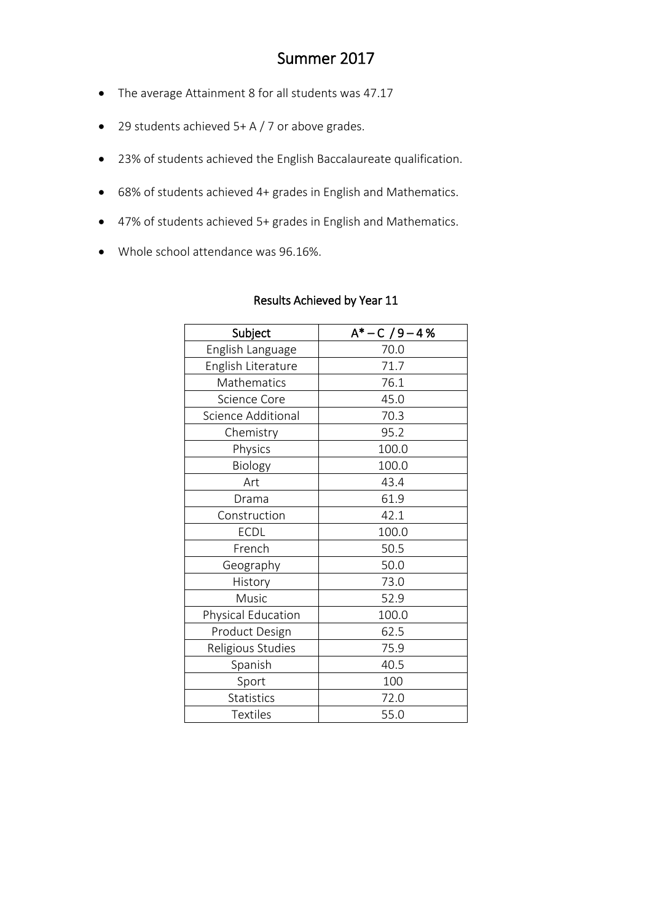# Summer 2017

- The average Attainment 8 for all students was 47.17
- 29 students achieved 5+ A / 7 or above grades.
- 23% of students achieved the English Baccalaureate qualification.
- 68% of students achieved 4+ grades in English and Mathematics.
- 47% of students achieved 5+ grades in English and Mathematics.
- Whole school attendance was 96.16%.

## Results Achieved by Year 11

| Subject | A* – C / 9 – 4 % |
| --- | --- |
| English Language | 70.0 |
| English Literature | 71.7 |
| Mathematics | 76.1 |
| Science Core | 45.0 |
| Science Additional | 70.3 |
| Chemistry | 95.2 |
| Physics | 100.0 |
| Biology | 100.0 |
| Art | 43.4 |
| Drama | 61.9 |
| Construction | 42.1 |
| ECDL | 100.0 |
| French | 50.5 |
| Geography | 50.0 |
| History | 73.0 |
| Music | 52.9 |
| Physical Education | 100.0 |
| Product Design | 62.5 |
| Religious Studies | 75.9 |
| Spanish | 40.5 |
| Sport | 100 |
| Statistics | 72.0 |
| Textiles | 55.0 |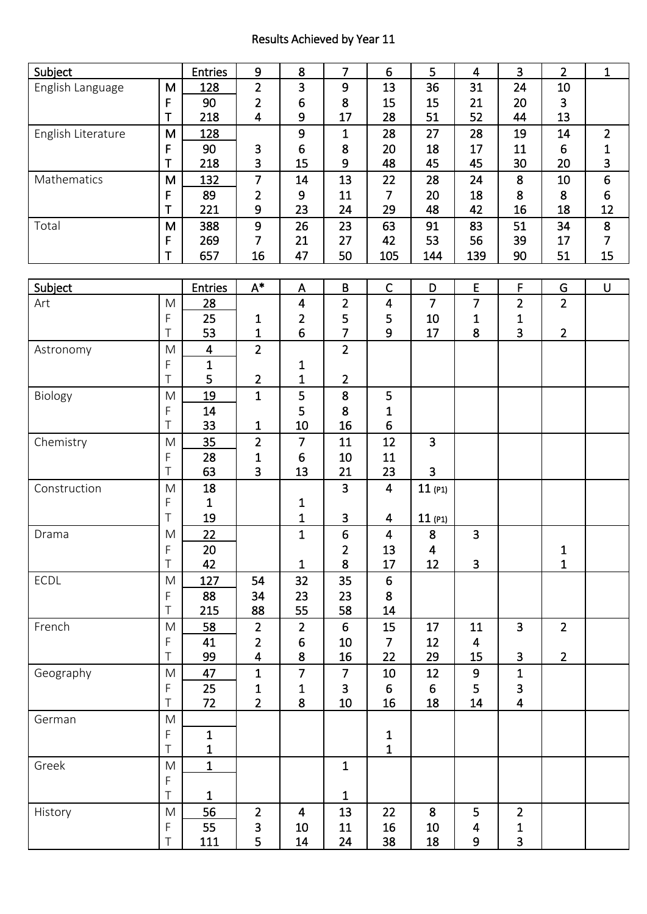# Results Achieved by Year 11

| Subject | | Entries | 9 | 8 | 7 | 6 | 5 | 4 | 3 | 2 | 1 |
|---|---|---|---|---|---|---|---|---|---|---|---|
| English Language | M | 128 | 2 | 3 | 9 | 13 | 36 | 31 | 24 | 10 | |
| | F | 90 | 2 | 6 | 8 | 15 | 15 | 21 | 20 | 3 | |
| | T | 218 | 4 | 9 | 17 | 28 | 51 | 52 | 44 | 13 | |
| English Literature | M | 128 | | 9 | 1 | 28 | 27 | 28 | 19 | 14 | 2 |
| | F | 90 | 3 | 6 | 8 | 20 | 18 | 17 | 11 | 6 | 1 |
| | T | 218 | 3 | 15 | 9 | 48 | 45 | 45 | 30 | 20 | 3 |
| Mathematics | M | 132 | 7 | 14 | 13 | 22 | 28 | 24 | 8 | 10 | 6 |
| | F | 89 | 2 | 9 | 11 | 7 | 20 | 18 | 8 | 8 | 6 |
| | T | 221 | 9 | 23 | 24 | 29 | 48 | 42 | 16 | 18 | 12 |
| Total | M | 388 | 9 | 26 | 23 | 63 | 91 | 83 | 51 | 34 | 8 |
| | F | 269 | 7 | 21 | 27 | 42 | 53 | 56 | 39 | 17 | 7 |
| | T | 657 | 16 | 47 | 50 | 105 | 144 | 139 | 90 | 51 | 15 |

| Subject | | Entries | A* | A | B | C | D | E | F | G | U |
|---|---|---|---|---|---|---|---|---|---|---|---|
| Art | M | 28 | | 4 | 2 | 4 | 7 | 7 | 2 | 2 | |
| | F | 25 | 1 | 2 | 5 | 5 | 10 | 1 | 1 | | |
| | T | 53 | 1 | 6 | 7 | 9 | 17 | 8 | 3 | 2 | |
| Astronomy | M | 4 | 2 | | 2 | | | | | | |
| | F | 1 | | 1 | | | | | | | |
| | T | 5 | 2 | 1 | 2 | | | | | | |
| Biology | M | 19 | 1 | 5 | 8 | 5 | | | | | |
| | F | 14 | | 5 | 8 | 1 | | | | | |
| | T | 33 | 1 | 10 | 16 | 6 | | | | | |
| Chemistry | M | 35 | 2 | 7 | 11 | 12 | 3 | | | | |
| | F | 28 | 1 | 6 | 10 | 11 | | | | | |
| | T | 63 | 3 | 13 | 21 | 23 | 3 | | | | |
| Construction | M | 18 | | | 3 | 4 | 11 (P1) | | | | |
| | F | 1 | | 1 | | | | | | | |
| | T | 19 | | 1 | 3 | 4 | 11 (P1) | | | | |
| Drama | M | 22 | | 1 | 6 | 4 | 8 | 3 | | | |
| | F | 20 | | | 2 | 13 | 4 | | | 1 | |
| | T | 42 | | 1 | 8 | 17 | 12 | 3 | | 1 | |
| ECDL | M | 127 | 54 | 32 | 35 | 6 | | | | | |
| | F | 88 | 34 | 23 | 23 | 8 | | | | | |
| | T | 215 | 88 | 55 | 58 | 14 | | | | | |
| French | M | 58 | 2 | 2 | 6 | 15 | 17 | 11 | 3 | 2 | |
| | F | 41 | 2 | 6 | 10 | 7 | 12 | 4 | | | |
| | T | 99 | 4 | 8 | 16 | 22 | 29 | 15 | 3 | 2 | |
| Geography | M | 47 | 1 | 7 | 7 | 10 | 12 | 9 | 1 | | |
| | F | 25 | 1 | 1 | 3 | 6 | 6 | 5 | 3 | | |
| | T | 72 | 2 | 8 | 10 | 16 | 18 | 14 | 4 | | |
| German | M | | | | | | | | | | |
| | F | 1 | | | | 1 | | | | | |
| | T | 1 | | | | 1 | | | | | |
| Greek | M | 1 | | | 1 | | | | | | |
| | F | | | | | | | | | | |
| | T | 1 | | | 1 | | | | | | |
| History | M | 56 | 2 | 4 | 13 | 22 | 8 | 5 | 2 | | |
| | F | 55 | 3 | 10 | 11 | 16 | 10 | 4 | 1 | | |
| | T | 111 | 5 | 14 | 24 | 38 | 18 | 9 | 3 | | |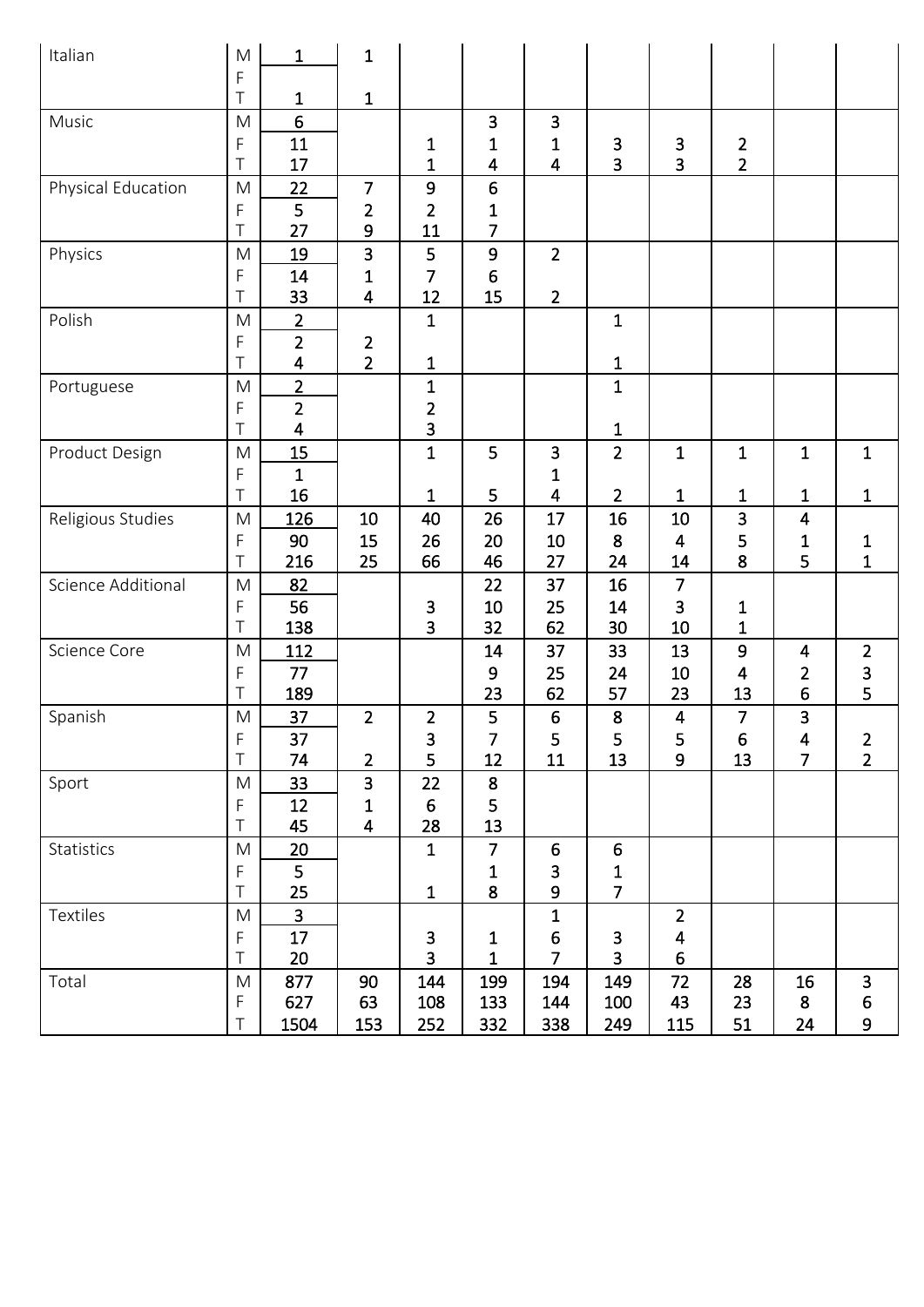| | | | | | | | | | | | |
|---|---|---|---|---|---|---|---|---|---|---|---|
| Italian | M | 1 | 1 | | | | | | | | |
| | F | | | | | | | | | | |
| | T | 1 | 1 | | | | | | | | |
| Music | M | 6 | | | 3 | 3 | | | | | |
| | F | 11 | | 1 | 1 | 1 | 3 | 3 | 2 | | |
| | T | 17 | | 1 | 4 | 4 | 3 | 3 | 2 | | |
| Physical Education | M | 22 | 7 | 9 | 6 | | | | | | |
| | F | 5 | 2 | 2 | 1 | | | | | | |
| | T | 27 | 9 | 11 | 7 | | | | | | |
| Physics | M | 19 | 3 | 5 | 9 | 2 | | | | | |
| | F | 14 | 1 | 7 | 6 | | | | | | |
| | T | 33 | 4 | 12 | 15 | 2 | | | | | |
| Polish | M | 2 | | 1 | | | 1 | | | | |
| | F | 2 | 2 | | | | | | | | |
| | T | 4 | 2 | 1 | | | 1 | | | | |
| Portuguese | M | 2 | | 1 | | | 1 | | | | |
| | F | 2 | | 2 | | | | | | | |
| | T | 4 | | 3 | | | 1 | | | | |
| Product Design | M | 15 | | 1 | 5 | 3 | 2 | 1 | 1 | 1 | 1 |
| | F | 1 | | | | 1 | | | | | |
| | T | 16 | | 1 | 5 | 4 | 2 | 1 | 1 | 1 | 1 |
| Religious Studies | M | 126 | 10 | 40 | 26 | 17 | 16 | 10 | 3 | 4 | |
| | F | 90 | 15 | 26 | 20 | 10 | 8 | 4 | 5 | 1 | 1 |
| | T | 216 | 25 | 66 | 46 | 27 | 24 | 14 | 8 | 5 | 1 |
| Science Additional | M | 82 | | | 22 | 37 | 16 | 7 | | | |
| | F | 56 | | 3 | 10 | 25 | 14 | 3 | 1 | | |
| | T | 138 | | 3 | 32 | 62 | 30 | 10 | 1 | | |
| Science Core | M | 112 | | | 14 | 37 | 33 | 13 | 9 | 4 | 2 |
| | F | 77 | | | 9 | 25 | 24 | 10 | 4 | 2 | 3 |
| | T | 189 | | | 23 | 62 | 57 | 23 | 13 | 6 | 5 |
| Spanish | M | 37 | 2 | 2 | 5 | 6 | 8 | 4 | 7 | 3 | |
| | F | 37 | | 3 | 7 | 5 | 5 | 5 | 6 | 4 | 2 |
| | T | 74 | 2 | 5 | 12 | 11 | 13 | 9 | 13 | 7 | 2 |
| Sport | M | 33 | 3 | 22 | 8 | | | | | | |
| | F | 12 | 1 | 6 | 5 | | | | | | |
| | T | 45 | 4 | 28 | 13 | | | | | | |
| Statistics | M | 20 | | 1 | 7 | 6 | 6 | | | | |
| | F | 5 | | | 1 | 3 | 1 | | | | |
| | T | 25 | | 1 | 8 | 9 | 7 | | | | |
| Textiles | M | 3 | | | | 1 | | 2 | | | |
| | F | 17 | | 3 | 1 | 6 | 3 | 4 | | | |
| | T | 20 | | 3 | 1 | 7 | 3 | 6 | | | |
| Total | M | 877 | 90 | 144 | 199 | 194 | 149 | 72 | 28 | 16 | 3 |
| | F | 627 | 63 | 108 | 133 | 144 | 100 | 43 | 23 | 8 | 6 |
| | T | 1504 | 153 | 252 | 332 | 338 | 249 | 115 | 51 | 24 | 9 |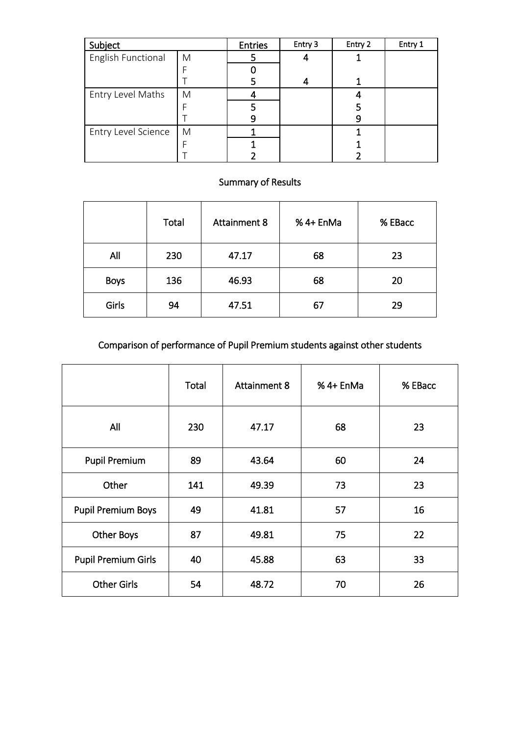| Subject | | Entries | Entry 3 | Entry 2 | Entry 1 |
|---|---|---|---|---|---|
| English Functional | M | 5 | 4 | 1 | |
| | F | 0 | | | |
| | T | 5 | 4 | 1 | |
| Entry Level Maths | M | 4 | | 4 | |
| | F | 5 | | 5 | |
| | T | 9 | | 9 | |
| Entry Level Science | M | 1 | | 1 | |
| | F | 1 | | 1 | |
| | T | 2 | | 2 | |

## Summary of Results

| | Total | Attainment 8 | % 4+ EnMa | % EBacc |
|---|---|---|---|---|
| All | 230 | 47.17 | 68 | 23 |
| Boys | 136 | 46.93 | 68 | 20 |
| Girls | 94 | 47.51 | 67 | 29 |

## Comparison of performance of Pupil Premium students against other students

| | Total | Attainment 8 | % 4+ EnMa | % EBacc |
|---|---|---|---|---|
| All | 230 | 47.17 | 68 | 23 |
| Pupil Premium | 89 | 43.64 | 60 | 24 |
| Other | 141 | 49.39 | 73 | 23 |
| Pupil Premium Boys | 49 | 41.81 | 57 | 16 |
| Other Boys | 87 | 49.81 | 75 | 22 |
| Pupil Premium Girls | 40 | 45.88 | 63 | 33 |
| Other Girls | 54 | 48.72 | 70 | 26 |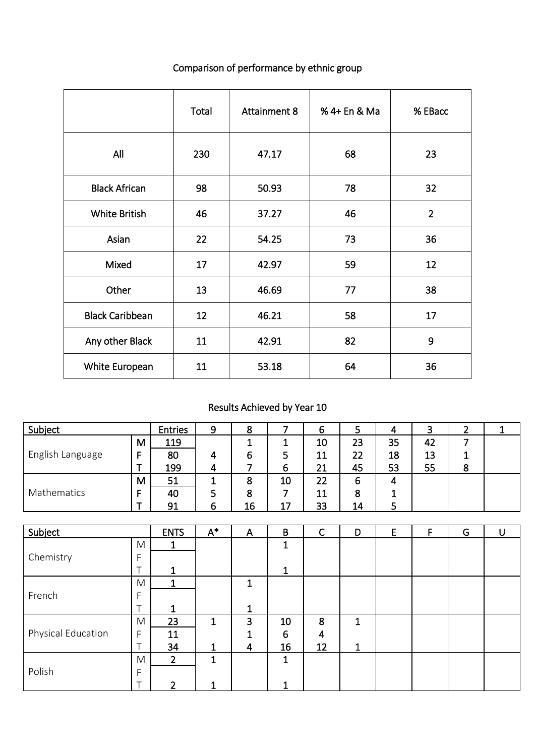## Comparison of performance by ethnic group

| | Total | Attainment 8 | % 4+ En & Ma | % EBacc |
|---|---|---|---|---|
| All | 230 | 47.17 | 68 | 23 |
| Black African | 98 | 50.93 | 78 | 32 |
| White British | 46 | 37.27 | 46 | 2 |
| Asian | 22 | 54.25 | 73 | 36 |
| Mixed | 17 | 42.97 | 59 | 12 |
| Other | 13 | 46.69 | 77 | 38 |
| Black Caribbean | 12 | 46.21 | 58 | 17 |
| Any other Black | 11 | 42.91 | 82 | 9 |
| White European | 11 | 53.18 | 64 | 36 |

## Results Achieved by Year 10

| Subject | | Entries | 9 | 8 | 7 | 6 | 5 | 4 | 3 | 2 | 1 |
|---|---|---|---|---|---|---|---|---|---|---|---|
| English Language | M | 119 | | 1 | 1 | 10 | 23 | 35 | 42 | 7 | |
| | F | 80 | 4 | 6 | 5 | 11 | 22 | 18 | 13 | 1 | |
| | T | 199 | 4 | 7 | 6 | 21 | 45 | 53 | 55 | 8 | |
| Mathematics | M | 51 | 1 | 8 | 10 | 22 | 6 | 4 | | | |
| | F | 40 | 5 | 8 | 7 | 11 | 8 | 1 | | | |
| | T | 91 | 6 | 16 | 17 | 33 | 14 | 5 | | | |

| Subject | | ENTS | A* | A | B | C | D | E | F | G | U |
|---|---|---|---|---|---|---|---|---|---|---|---|
| Chemistry | M | 1 | | | 1 | | | | | | |
| | F | | | | | | | | | | |
| | T | 1 | | | 1 | | | | | | |
| French | M | 1 | | 1 | | | | | | | |
| | F | | | | | | | | | | |
| | T | 1 | | 1 | | | | | | | |
| Physical Education | M | 23 | 1 | 3 | 10 | 8 | 1 | | | | |
| | F | 11 | | 1 | 6 | 4 | | | | | |
| | T | 34 | 1 | 4 | 16 | 12 | 1 | | | | |
| Polish | M | 2 | 1 | | 1 | | | | | | |
| | F | | | | | | | | | | |
| | T | 2 | 1 | | 1 | | | | | | |